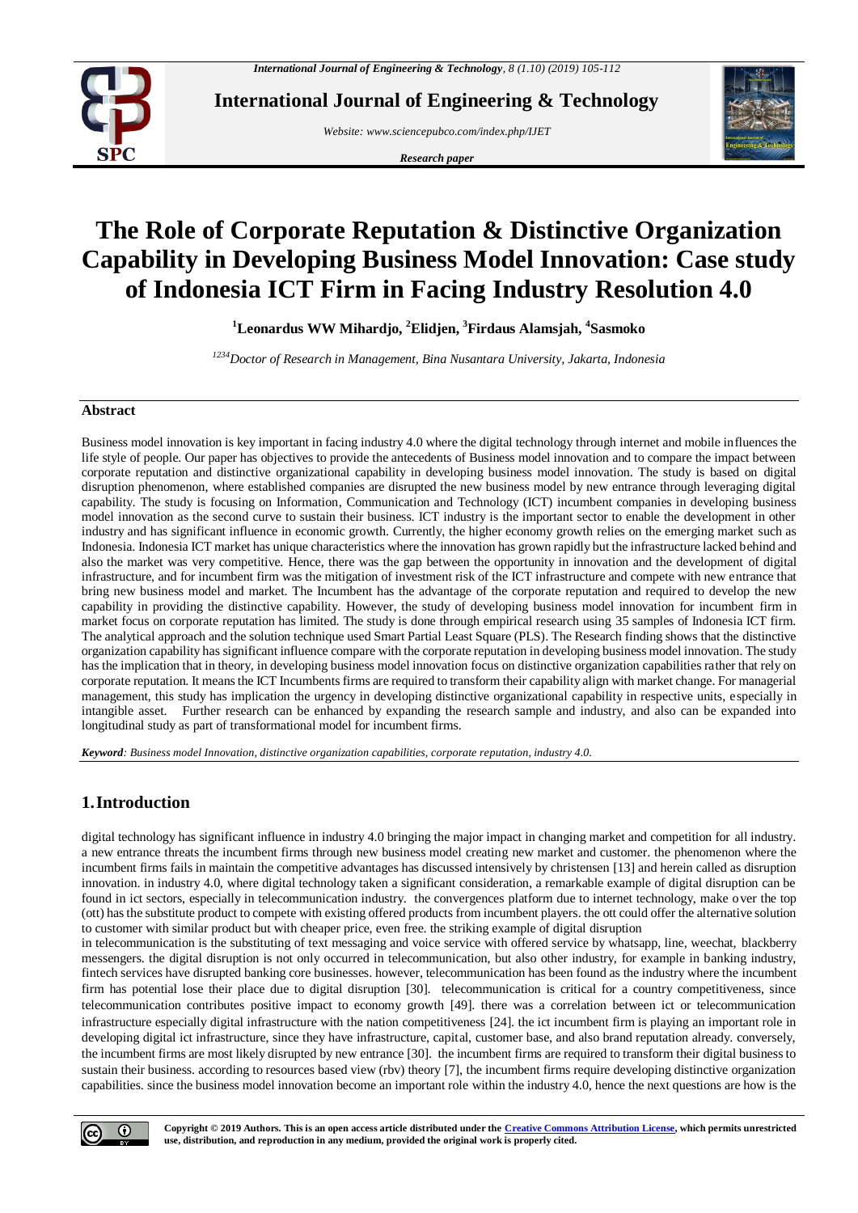# The Role of Corporate Reputation & Distinctive Organization Capability in Developing Business Model Innovation: Case study of Indonesia ICT Firm in Facing Industry Resolution 4.0

**[1]Leonardus WW Mihardjo, [2]Elidjen, [3]Firdaus Alamsjah, [4]Sasmoko**

*[1234]Doctor of Research in Management, Bina Nusantara University, Jakarta, Indonesia*

## Abstract

Business model innovation is key important in facing industry 4.0 where the digital technology through internet and mobile influences the life style of people. Our paper has objectives to provide the antecedents of Business model innovation and to compare the impact between corporate reputation and distinctive organizational capability in developing business model innovation. The study is based on digital disruption phenomenon, where established companies are disrupted the new business model by new entrance through leveraging digital capability. The study is focusing on Information, Communication and Technology (ICT) incumbent companies in developing business model innovation as the second curve to sustain their business. ICT industry is the important sector to enable the development in other industry and has significant influence in economic growth. Currently, the higher economy growth relies on the emerging market such as Indonesia. Indonesia ICT market has unique characteristics where the innovation has grown rapidly but the infrastructure lacked behind and also the market was very competitive. Hence, there was the gap between the opportunity in innovation and the development of digital infrastructure, and for incumbent firm was the mitigation of investment risk of the ICT infrastructure and compete with new entrance that bring new business model and market. The Incumbent has the advantage of the corporate reputation and required to develop the new capability in providing the distinctive capability. However, the study of developing business model innovation for incumbent firm in market focus on corporate reputation has limited. The study is done through empirical research using 35 samples of Indonesia ICT firm. The analytical approach and the solution technique used Smart Partial Least Square (PLS). The Research finding shows that the distinctive organization capability has significant influence compare with the corporate reputation in developing business model innovation. The study has the implication that in theory, in developing business model innovation focus on distinctive organization capabilities rather that rely on corporate reputation. It means the ICT Incumbents firms are required to transform their capability align with market change. For managerial management, this study has implication the urgency in developing distinctive organizational capability in respective units, especially in intangible asset. Further research can be enhanced by expanding the research sample and industry, and also can be expanded into longitudinal study as part of transformational model for incumbent firms.

***Keyword**: Business model Innovation, distinctive organization capabilities, corporate reputation, industry 4.0.*

## 1. Introduction

digital technology has significant influence in industry 4.0 bringing the major impact in changing market and competition for all industry. a new entrance threats the incumbent firms through new business model creating new market and customer. the phenomenon where the incumbent firms fails in maintain the competitive advantages has discussed intensively by christensen [13] and herein called as disruption innovation. in industry 4.0, where digital technology taken a significant consideration, a remarkable example of digital disruption can be found in ict sectors, especially in telecommunication industry. the convergences platform due to internet technology, make over the top (ott) has the substitute product to compete with existing offered products from incumbent players. the ott could offer the alternative solution to customer with similar product but with cheaper price, even free. the striking example of digital disruption in telecommunication is the substituting of text messaging and voice service with offered service by whatsapp, line, weechat, blackberry messengers. the digital disruption is not only occurred in telecommunication, but also other industry, for example in banking industry, fintech services have disrupted banking core businesses. however, telecommunication has been found as the industry where the incumbent firm has potential lose their place due to digital disruption [30]. telecommunication is critical for a country competitiveness, since telecommunication contributes positive impact to economy growth [49]. there was a correlation between ict or telecommunication infrastructure especially digital infrastructure with the nation competitiveness [24]. the ict incumbent firm is playing an important role in developing digital ict infrastructure, since they have infrastructure, capital, customer base, and also brand reputation already. conversely, the incumbent firms are most likely disrupted by new entrance [30]. the incumbent firms are required to transform their digital business to sustain their business. according to resources based view (rbv) theory [7], the incumbent firms require developing distinctive organization capabilities. since the business model innovation become an important role within the industry 4.0, hence the next questions are how is the

**Copyright © 2019 Authors. This is an open access article distributed under the Creative Commons Attribution License, which permits unrestricted use, distribution, and reproduction in any medium, provided the original work is properly cited.**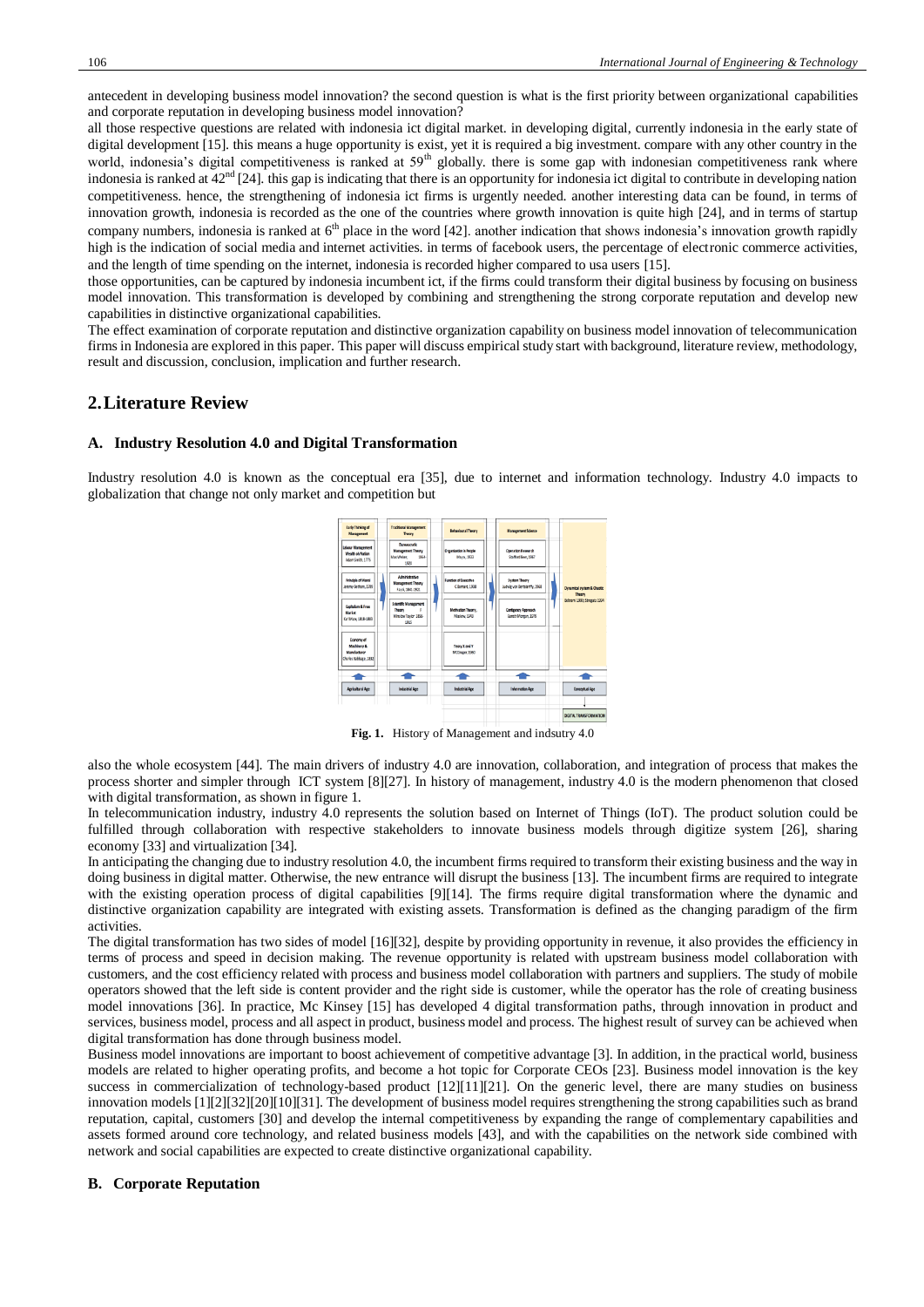antecedent in developing business model innovation? the second question is what is the first priority between organizational capabilities and corporate reputation in developing business model innovation?

all those respective questions are related with indonesia ict digital market. in developing digital, currently indonesia in the early state of digital development [15]. this means a huge opportunity is exist, yet it is required a big investment. compare with any other country in the world, indonesia's digital competitiveness is ranked at 59th globally. there is some gap with indonesian competitiveness rank where indonesia is ranked at 42nd [24]. this gap is indicating that there is an opportunity for indonesia ict digital to contribute in developing nation competitiveness. hence, the strengthening of indonesia ict firms is urgently needed. another interesting data can be found, in terms of innovation growth, indonesia is recorded as the one of the countries where growth innovation is quite high [24], and in terms of startup company numbers, indonesia is ranked at 6th place in the word [42]. another indication that shows indonesia's innovation growth rapidly high is the indication of social media and internet activities. in terms of facebook users, the percentage of electronic commerce activities, and the length of time spending on the internet, indonesia is recorded higher compared to usa users [15].

those opportunities, can be captured by indonesia incumbent ict, if the firms could transform their digital business by focusing on business model innovation. This transformation is developed by combining and strengthening the strong corporate reputation and develop new capabilities in distinctive organizational capabilities.

The effect examination of corporate reputation and distinctive organization capability on business model innovation of telecommunication firms in Indonesia are explored in this paper. This paper will discuss empirical study start with background, literature review, methodology, result and discussion, conclusion, implication and further research.

## 2. Literature Review

### A. Industry Resolution 4.0 and Digital Transformation

Industry resolution 4.0 is known as the conceptual era [35], due to internet and information technology. Industry 4.0 impacts to globalization that change not only market and competition but also the whole ecosystem [44]. The main drivers of industry 4.0 are innovation, collaboration, and integration of process that makes the process shorter and simpler through ICT system [8][27]. In history of management, industry 4.0 is the modern phenomenon that closed with digital transformation, as shown in figure 1.

**Fig. 1.** History of Management and indsutry 4.0

In telecommunication industry, industry 4.0 represents the solution based on Internet of Things (IoT). The product solution could be fulfilled through collaboration with respective stakeholders to innovate business models through digitize system [26], sharing economy [33] and virtualization [34].

In anticipating the changing due to industry resolution 4.0, the incumbent firms required to transform their existing business and the way in doing business in digital matter. Otherwise, the new entrance will disrupt the business [13]. The incumbent firms are required to integrate with the existing operation process of digital capabilities [9][14]. The firms require digital transformation where the dynamic and distinctive organization capability are integrated with existing assets. Transformation is defined as the changing paradigm of the firm activities.

The digital transformation has two sides of model [16][32], despite by providing opportunity in revenue, it also provides the efficiency in terms of process and speed in decision making. The revenue opportunity is related with upstream business model collaboration with customers, and the cost efficiency related with process and business model collaboration with partners and suppliers. The study of mobile operators showed that the left side is content provider and the right side is customer, while the operator has the role of creating business model innovations [36]. In practice, Mc Kinsey [15] has developed 4 digital transformation paths, through innovation in product and services, business model, process and all aspect in product, business model and process. The highest result of survey can be achieved when digital transformation has done through business model.

Business model innovations are important to boost achievement of competitive advantage [3]. In addition, in the practical world, business models are related to higher operating profits, and become a hot topic for Corporate CEOs [23]. Business model innovation is the key success in commercialization of technology-based product [12][11][21]. On the generic level, there are many studies on business innovation models [1][2][32][20][10][31]. The development of business model requires strengthening the strong capabilities such as brand reputation, capital, customers [30] and develop the internal competitiveness by expanding the range of complementary capabilities and assets formed around core technology, and related business models [43], and with the capabilities on the network side combined with network and social capabilities are expected to create distinctive organizational capability.

### B. Corporate Reputation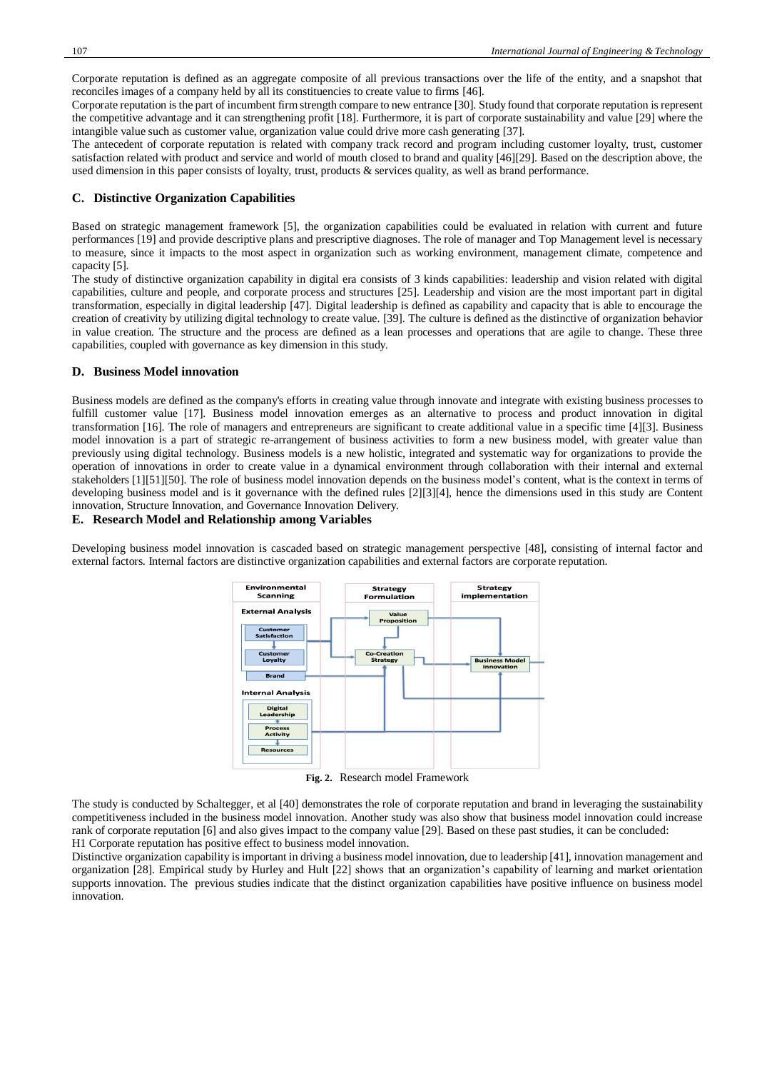Corporate reputation is defined as an aggregate composite of all previous transactions over the life of the entity, and a snapshot that reconciles images of a company held by all its constituencies to create value to firms [46].

Corporate reputation is the part of incumbent firm strength compare to new entrance [30]. Study found that corporate reputation is represent the competitive advantage and it can strengthening profit [18]. Furthermore, it is part of corporate sustainability and value [29] where the intangible value such as customer value, organization value could drive more cash generating [37].

The antecedent of corporate reputation is related with company track record and program including customer loyalty, trust, customer satisfaction related with product and service and world of mouth closed to brand and quality [46][29]. Based on the description above, the used dimension in this paper consists of loyalty, trust, products & services quality, as well as brand performance.

### C. Distinctive Organization Capabilities

Based on strategic management framework [5], the organization capabilities could be evaluated in relation with current and future performances [19] and provide descriptive plans and prescriptive diagnoses. The role of manager and Top Management level is necessary to measure, since it impacts to the most aspect in organization such as working environment, management climate, competence and capacity [5].

The study of distinctive organization capability in digital era consists of 3 kinds capabilities: leadership and vision related with digital capabilities, culture and people, and corporate process and structures [25]. Leadership and vision are the most important part in digital transformation, especially in digital leadership [47]. Digital leadership is defined as capability and capacity that is able to encourage the creation of creativity by utilizing digital technology to create value. [39]. The culture is defined as the distinctive of organization behavior in value creation. The structure and the process are defined as a lean processes and operations that are agile to change. These three capabilities, coupled with governance as key dimension in this study.

### D. Business Model innovation

Business models are defined as the company's efforts in creating value through innovate and integrate with existing business processes to fulfill customer value [17]. Business model innovation emerges as an alternative to process and product innovation in digital transformation [16]. The role of managers and entrepreneurs are significant to create additional value in a specific time [4][3]. Business model innovation is a part of strategic re-arrangement of business activities to form a new business model, with greater value than previously using digital technology. Business models is a new holistic, integrated and systematic way for organizations to provide the operation of innovations in order to create value in a dynamical environment through collaboration with their internal and external stakeholders [1][51][50]. The role of business model innovation depends on the business model's content, what is the context in terms of developing business model and is it governance with the defined rules [2][3][4], hence the dimensions used in this study are Content innovation, Structure Innovation, and Governance Innovation Delivery.

### E. Research Model and Relationship among Variables

Developing business model innovation is cascaded based on strategic management perspective [48], consisting of internal factor and external factors. Internal factors are distinctive organization capabilities and external factors are corporate reputation.

**Fig. 2.** Research model Framework

The study is conducted by Schaltegger, et al [40] demonstrates the role of corporate reputation and brand in leveraging the sustainability competitiveness included in the business model innovation. Another study was also show that business model innovation could increase rank of corporate reputation [6] and also gives impact to the company value [29]. Based on these past studies, it can be concluded:

H1 Corporate reputation has positive effect to business model innovation.

Distinctive organization capability is important in driving a business model innovation, due to leadership [41], innovation management and organization [28]. Empirical study by Hurley and Hult [22] shows that an organization's capability of learning and market orientation supports innovation. The previous studies indicate that the distinct organization capabilities have positive influence on business model innovation.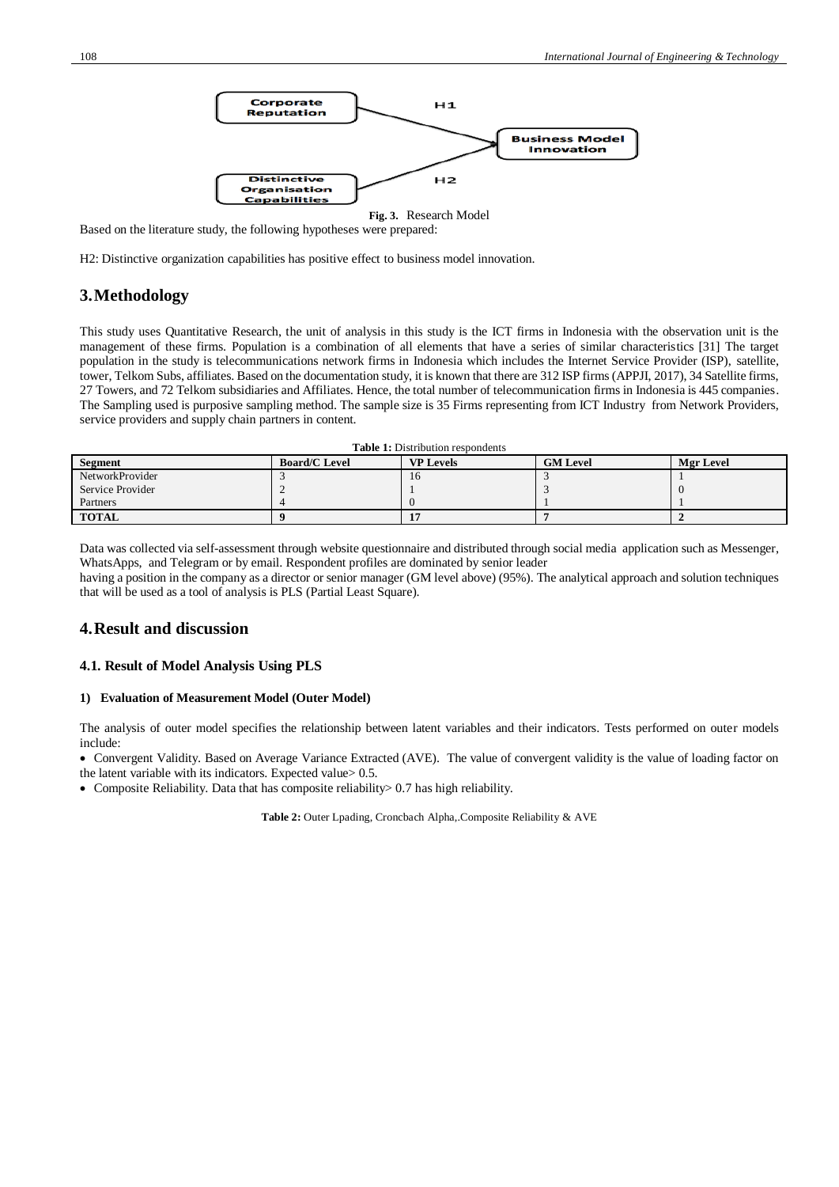Corporate Reputation → H1 → Business Model Innovation

Distinctive Organisation Capabilities → H2 → Business Model Innovation

**Fig. 3.** Research Model

Based on the literature study, the following hypotheses were prepared:

H2: Distinctive organization capabilities has positive effect to business model innovation.

## 3. Methodology

This study uses Quantitative Research, the unit of analysis in this study is the ICT firms in Indonesia with the observation unit is the management of these firms. Population is a combination of all elements that have a series of similar characteristics [31] The target population in the study is telecommunications network firms in Indonesia which includes the Internet Service Provider (ISP), satellite, tower, Telkom Subs, affiliates. Based on the documentation study, it is known that there are 312 ISP firms (APPJI, 2017), 34 Satellite firms, 27 Towers, and 72 Telkom subsidiaries and Affiliates. Hence, the total number of telecommunication firms in Indonesia is 445 companies. The Sampling used is purposive sampling method. The sample size is 35 Firms representing from ICT Industry from Network Providers, service providers and supply chain partners in content.

**Table 1:** Distribution respondents

| Segment | Board/C Level | VP Levels | GM Level | Mgr Level |
|---|---|---|---|---|
| NetworkProvider | 3 | 16 | 3 | 1 |
| Service Provider | 2 | 1 | 3 | 0 |
| Partners | 4 | 0 | 1 | 1 |
| **TOTAL** | **9** | **17** | **7** | **2** |

Data was collected via self-assessment through website questionnaire and distributed through social media application such as Messenger, WhatsApps, and Telegram or by email. Respondent profiles are dominated by senior leader

having a position in the company as a director or senior manager (GM level above) (95%). The analytical approach and solution techniques that will be used as a tool of analysis is PLS (Partial Least Square).

## 4. Result and discussion

### 4.1. Result of Model Analysis Using PLS

#### 1) Evaluation of Measurement Model (Outer Model)

The analysis of outer model specifies the relationship between latent variables and their indicators. Tests performed on outer models include:

- Convergent Validity. Based on Average Variance Extracted (AVE). The value of convergent validity is the value of loading factor on the latent variable with its indicators. Expected value> 0.5.
- Composite Reliability. Data that has composite reliability> 0.7 has high reliability.

**Table 2:** Outer Lpading, Croncbach Alpha,.Composite Reliability & AVE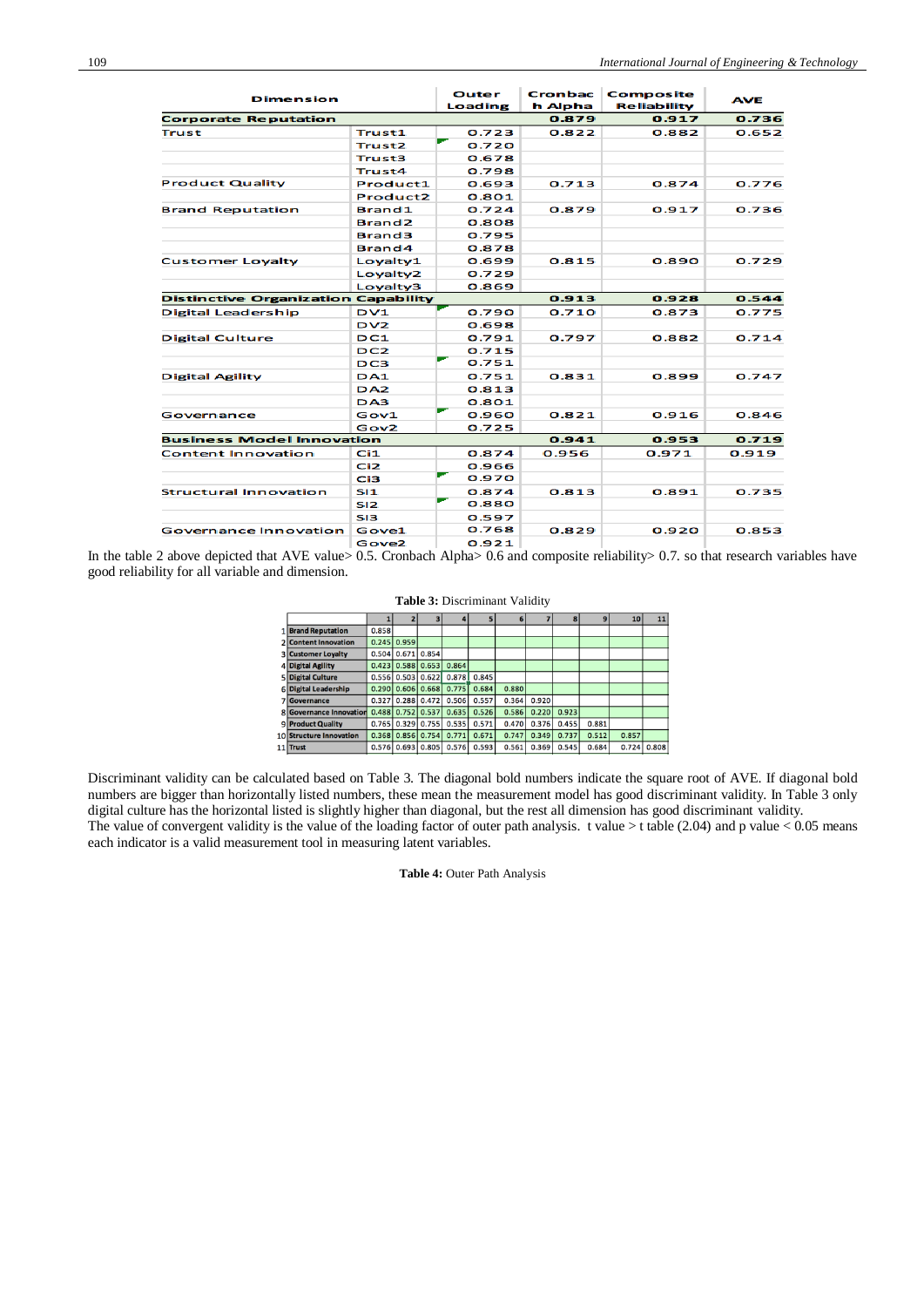| Dimension | | Outer Loading | Cronbach Alpha | Composite Reliability | AVE |
|---|---|---|---|---|---|
| **Corporate Reputation** | | | **0.879** | **0.917** | **0.736** |
| Trust | Trust1 | 0.723 | 0.822 | 0.882 | 0.652 |
| | Trust2 | 0.720 | | | |
| | Trust3 | 0.678 | | | |
| | Trust4 | 0.798 | | | |
| Product Quality | Product1 | 0.693 | 0.713 | 0.874 | 0.776 |
| | Product2 | 0.801 | | | |
| Brand Reputation | Brand1 | 0.724 | 0.879 | 0.917 | 0.736 |
| | Brand2 | 0.808 | | | |
| | Brand3 | 0.795 | | | |
| | Brand4 | 0.878 | | | |
| Customer Loyalty | Loyalty1 | 0.699 | 0.815 | 0.890 | 0.729 |
| | Loyalty2 | 0.729 | | | |
| | Loyalty3 | 0.869 | | | |
| **Distinctive Organization Capability** | | | **0.913** | **0.928** | **0.544** |
| Digital Leadership | DV1 | 0.790 | 0.710 | 0.873 | 0.775 |
| | DV2 | 0.698 | | | |
| Digital Culture | DC1 | 0.791 | 0.797 | 0.882 | 0.714 |
| | DC2 | 0.715 | | | |
| | DC3 | 0.751 | | | |
| Digital Agility | DA1 | 0.751 | 0.831 | 0.899 | 0.747 |
| | DA2 | 0.813 | | | |
| | DA3 | 0.801 | | | |
| Governance | Gov1 | 0.960 | 0.821 | 0.916 | 0.846 |
| | Gov2 | 0.725 | | | |
| **Business Model Innovation** | | | **0.941** | **0.953** | **0.719** |
| Content Innovation | Ci1 | 0.874 | 0.956 | 0.971 | 0.919 |
| | Ci2 | 0.966 | | | |
| | Ci3 | 0.970 | | | |
| Structural Innovation | SI1 | 0.874 | 0.813 | 0.891 | 0.735 |
| | SI2 | 0.880 | | | |
| | SI3 | 0.597 | | | |
| Governance Innovation | Govel | 0.768 | 0.829 | 0.920 | 0.853 |
| | Gove2 | 0.921 | | | |

In the table 2 above depicted that AVE value> 0.5. Cronbach Alpha> 0.6 and composite reliability> 0.7. so that research variables have good reliability for all variable and dimension.

**Table 3:** Discriminant Validity

| | | 1 | 2 | 3 | 4 | 5 | 6 | 7 | 8 | 9 | 10 | 11 |
|---|---|---|---|---|---|---|---|---|---|---|---|---|
| 1 | Brand Reputation | 0.858 | | | | | | | | | | |
| 2 | Content Innovation | 0.245 | 0.959 | | | | | | | | | |
| 3 | Customer Loyalty | 0.504 | 0.671 | 0.854 | | | | | | | | |
| 4 | Digital Agility | 0.423 | 0.588 | 0.653 | 0.864 | | | | | | | |
| 5 | Digital Culture | 0.556 | 0.503 | 0.622 | 0.878 | 0.845 | | | | | | |
| 6 | Digital Leadership | 0.290 | 0.606 | 0.668 | 0.775 | 0.684 | 0.880 | | | | | |
| 7 | Governance | 0.327 | 0.288 | 0.472 | 0.506 | 0.557 | 0.364 | 0.920 | | | | |
| 8 | Governance Innovation | 0.488 | 0.752 | 0.537 | 0.635 | 0.526 | 0.586 | 0.220 | 0.923 | | | |
| 9 | Product Quality | 0.765 | 0.329 | 0.755 | 0.535 | 0.571 | 0.470 | 0.376 | 0.455 | 0.881 | | |
| 10 | Structure Innovation | 0.368 | 0.856 | 0.754 | 0.771 | 0.671 | 0.747 | 0.349 | 0.737 | 0.512 | 0.857 | |
| 11 | Trust | 0.576 | 0.693 | 0.805 | 0.576 | 0.593 | 0.561 | 0.369 | 0.545 | 0.684 | 0.724 | 0.808 |

Discriminant validity can be calculated based on Table 3. The diagonal bold numbers indicate the square root of AVE. If diagonal bold numbers are bigger than horizontally listed numbers, these mean the measurement model has good discriminant validity. In Table 3 only digital culture has the horizontal listed is slightly higher than diagonal, but the rest all dimension has good discriminant validity.
The value of convergent validity is the value of the loading factor of outer path analysis. t value > t table (2.04) and p value < 0.05 means each indicator is a valid measurement tool in measuring latent variables.

**Table 4:** Outer Path Analysis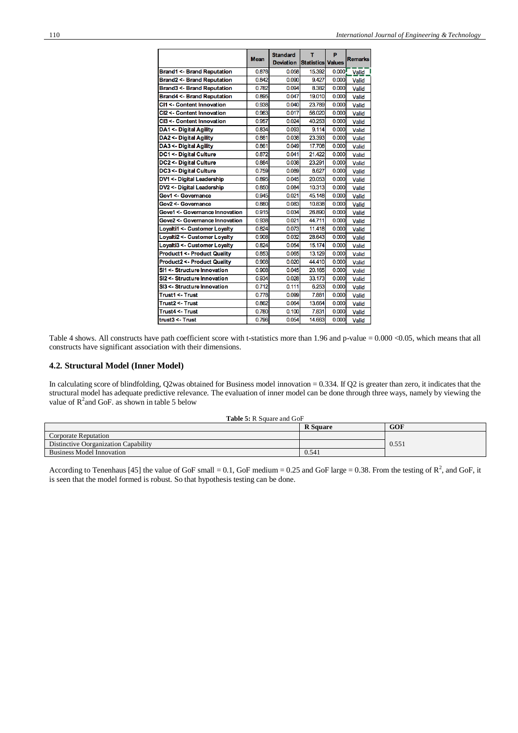|  | Mean | Standard Deviation | T Statistics | P Values | Remarks |
|---|---|---|---|---|---|
| Brand1 <- Brand Reputation | 0.876 | 0.058 | 15.392 | 0.000 | Valid |
| Brand2 <- Brand Reputation | 0.842 | 0.090 | 9.427 | 0.000 | Valid |
| Brand3 <- Brand Reputation | 0.782 | 0.094 | 8.382 | 0.000 | Valid |
| Brand4 <- Brand Reputation | 0.895 | 0.047 | 19.010 | 0.000 | Valid |
| CI1 <- Content Innovation | 0.938 | 0.040 | 23.789 | 0.000 | Valid |
| CI2 <- Content Innovation | 0.963 | 0.017 | 56.020 | 0.000 | Valid |
| CI3 <- Content Innovation | 0.957 | 0.024 | 40.253 | 0.000 | Valid |
| DA1 <- Digital Agility | 0.834 | 0.093 | 9.114 | 0.000 | Valid |
| DA2 <- Digital Agility | 0.881 | 0.038 | 23.393 | 0.000 | Valid |
| DA3 <- Digital Agility | 0.861 | 0.049 | 17.708 | 0.000 | Valid |
| DC1 <- Digital Culture | 0.872 | 0.041 | 21.422 | 0.000 | Valid |
| DC2 <- Digital Culture | 0.884 | 0.038 | 23.291 | 0.000 | Valid |
| DC3 <- Digital Culture | 0.759 | 0.089 | 8.627 | 0.000 | Valid |
| DV1 <- Digital Leadership | 0.895 | 0.045 | 20.053 | 0.000 | Valid |
| DV2 <- Digital Leadership | 0.850 | 0.084 | 10.313 | 0.000 | Valid |
| Gov1 <- Governance | 0.945 | 0.021 | 45.148 | 0.000 | Valid |
| Gov2 <- Governance | 0.880 | 0.083 | 10.838 | 0.000 | Valid |
| Gove1 <- Governance Innovation | 0.915 | 0.034 | 26.890 | 0.000 | Valid |
| Gove2 <- Governance Innovation | 0.938 | 0.021 | 44.711 | 0.000 | Valid |
| Loyalti1 <- Customer Loyalty | 0.824 | 0.073 | 11.418 | 0.000 | Valid |
| Loyalti2 <- Customer Loyalty | 0.908 | 0.032 | 28.643 | 0.000 | Valid |
| Loyalti3 <- Customer Loyalty | 0.824 | 0.054 | 15.174 | 0.000 | Valid |
| Product1 <- Product Quality | 0.853 | 0.065 | 13.129 | 0.000 | Valid |
| Product2 <- Product Quality | 0.908 | 0.020 | 44.410 | 0.000 | Valid |
| SI1 <- Structure Innovation | 0.908 | 0.045 | 20.165 | 0.000 | Valid |
| SI2 <- Structure Innovation | 0.934 | 0.028 | 33.173 | 0.000 | Valid |
| SI3 <- Structure Innovation | 0.712 | 0.111 | 6.253 | 0.000 | Valid |
| Trust1 <- Trust | 0.778 | 0.099 | 7.861 | 0.000 | Valid |
| Trust2 <- Trust | 0.862 | 0.064 | 13.664 | 0.000 | Valid |
| Trust4 <- Trust | 0.780 | 0.100 | 7.831 | 0.000 | Valid |
| trust3 <- Trust | 0.796 | 0.054 | 14.663 | 0.000 | Valid |

Table 4 shows. All constructs have path coefficient score with t-statistics more than 1.96 and p-value = 0.000 <0.05, which means that all constructs have significant association with their dimensions.

## 4.2. Structural Model (Inner Model)

In calculating score of blindfolding, Q2was obtained for Business model innovation = 0.334. If Q2 is greater than zero, it indicates that the structural model has adequate predictive relevance. The evaluation of inner model can be done through three ways, namely by viewing the value of $R^2$and GoF. as shown in table 5 below

**Table 5:** R Square and GoF

|  | R Square | GOF |
|---|---|---|
| Corporate Reputation |  | 0.551 |
| Distinctive Oorganization Capability |  |  |
| Business Model Innovation | 0.541 |  |

According to Tenenhaus [45] the value of GoF small = 0.1, GoF medium = 0.25 and GoF large = 0.38. From the testing of $R^2$, and GoF, it is seen that the model formed is robust. So that hypothesis testing can be done.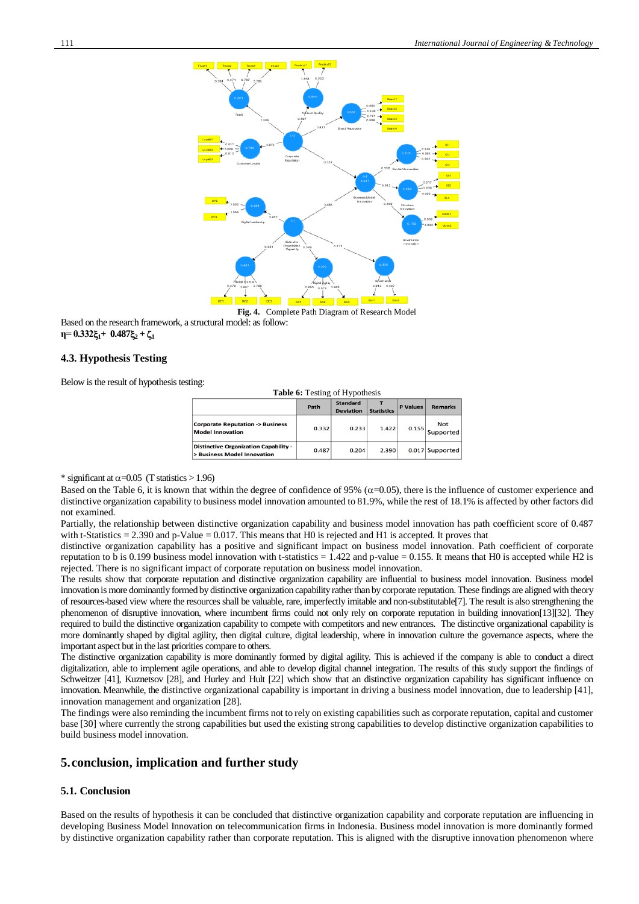**Fig. 4.** Complete Path Diagram of Research Model

Based on the research framework, a structural model: as follow:

$\boldsymbol{\eta = 0.332\xi_1 + 0.487\xi_2 + \zeta_1}$

### 4.3. Hypothesis Testing

Below is the result of hypothesis testing:

**Table 6:** Testing of Hypothesis

| | Path | Standard Deviation | T Statistics | P Values | Remarks |
|---|---|---|---|---|---|
| Corporate Reputation -> Business Model Innovation | 0.332 | 0.233 | 1.422 | 0.155 | Not Supported |
| Distinctive Organization Capability -> Business Model Innovation | 0.487 | 0.204 | 2.390 | 0.017 | Supported |

* significant at $\alpha$=0.05 (T statistics > 1.96)

Based on the Table 6, it is known that within the degree of confidence of 95% ($\alpha$=0.05), there is the influence of customer experience and distinctive organization capability to business model innovation amounted to 81.9%, while the rest of 18.1% is affected by other factors did not examined.

Partially, the relationship between distinctive organization capability and business model innovation has path coefficient score of 0.487 with t-Statistics = 2.390 and p-Value = 0.017. This means that H0 is rejected and H1 is accepted. It proves that distinctive organization capability has a positive and significant impact on business model innovation. Path coefficient of corporate reputation to b is 0.199 business model innovation with t-statistics = 1.422 and p-value = 0.155. It means that H0 is accepted while H2 is rejected. There is no significant impact of corporate reputation on business model innovation.

The results show that corporate reputation and distinctive organization capability are influential to business model innovation. Business model innovation is more dominantly formed by distinctive organization capability rather than by corporate reputation. These findings are aligned with theory of resources-based view where the resources shall be valuable, rare, imperfectly imitable and non-substitutable[7]. The result is also strengthening the phenomenon of disruptive innovation, where incumbent firms could not only rely on corporate reputation in building innovation[13][32]. They required to build the distinctive organization capability to compete with competitors and new entrances. The distinctive organizational capability is more dominantly shaped by digital agility, then digital culture, digital leadership, where in innovation culture the governance aspects, where the important aspect but in the last priorities compare to others.

The distinctive organization capability is more dominantly formed by digital agility. This is achieved if the company is able to conduct a direct digitalization, able to implement agile operations, and able to develop digital channel integration. The results of this study support the findings of Schweitzer [41], Kuznetsov [28], and Hurley and Hult [22] which show that an distinctive organization capability has significant influence on innovation. Meanwhile, the distinctive organizational capability is important in driving a business model innovation, due to leadership [41], innovation management and organization [28].

The findings were also reminding the incumbent firms not to rely on existing capabilities such as corporate reputation, capital and customer base [30] where currently the strong capabilities but used the existing strong capabilities to develop distinctive organization capabilities to build business model innovation.

## 5. conclusion, implication and further study

### 5.1. Conclusion

Based on the results of hypothesis it can be concluded that distinctive organization capability and corporate reputation are influencing in developing Business Model Innovation on telecommunication firms in Indonesia. Business model innovation is more dominantly formed by distinctive organization capability rather than corporate reputation. This is aligned with the disruptive innovation phenomenon where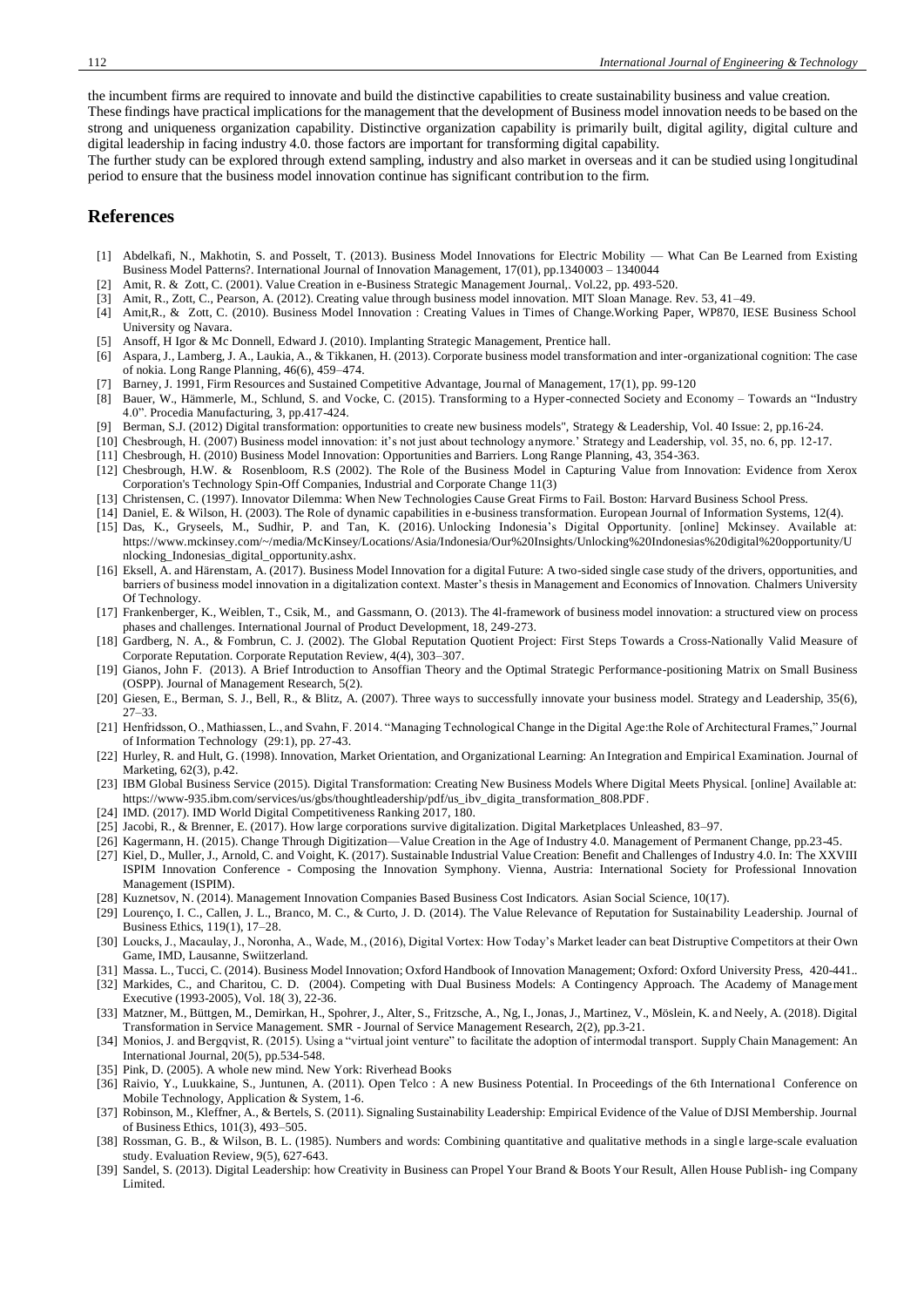the incumbent firms are required to innovate and build the distinctive capabilities to create sustainability business and value creation. These findings have practical implications for the management that the development of Business model innovation needs to be based on the strong and uniqueness organization capability. Distinctive organization capability is primarily built, digital agility, digital culture and digital leadership in facing industry 4.0. those factors are important for transforming digital capability.

The further study can be explored through extend sampling, industry and also market in overseas and it can be studied using longitudinal period to ensure that the business model innovation continue has significant contribution to the firm.

## References

[1] Abdelkafi, N., Makhotin, S. and Posselt, T. (2013). Business Model Innovations for Electric Mobility — What Can Be Learned from Existing Business Model Patterns?. International Journal of Innovation Management, 17(01), pp.1340003 – 1340044

[2] Amit, R. & Zott, C. (2001). Value Creation in e-Business Strategic Management Journal,. Vol.22, pp. 493-520.

[3] Amit, R., Zott, C., Pearson, A. (2012). Creating value through business model innovation. MIT Sloan Manage. Rev. 53, 41–49.

[4] Amit,R., & Zott, C. (2010). Business Model Innovation : Creating Values in Times of Change.Working Paper, WP870, IESE Business School University og Navara.

[5] Ansoff, H Igor & Mc Donnell, Edward J. (2010). Implanting Strategic Management, Prentice hall.

[6] Aspara, J., Lamberg, J. A., Laukia, A., & Tikkanen, H. (2013). Corporate business model transformation and inter-organizational cognition: The case of nokia. Long Range Planning, 46(6), 459–474.

[7] Barney, J. 1991, Firm Resources and Sustained Competitive Advantage, Journal of Management, 17(1), pp. 99-120

[8] Bauer, W., Hämmerle, M., Schlund, S. and Vocke, C. (2015). Transforming to a Hyper-connected Society and Economy – Towards an "Industry 4.0". Procedia Manufacturing, 3, pp.417-424.

[9] Berman, S.J. (2012) Digital transformation: opportunities to create new business models", Strategy & Leadership, Vol. 40 Issue: 2, pp.16-24.

[10] Chesbrough, H. (2007) Business model innovation: it's not just about technology anymore.' Strategy and Leadership, vol. 35, no. 6, pp. 12-17.

[11] Chesbrough, H. (2010) Business Model Innovation: Opportunities and Barriers. Long Range Planning, 43, 354-363.

[12] Chesbrough, H.W. & Rosenbloom, R.S (2002). The Role of the Business Model in Capturing Value from Innovation: Evidence from Xerox Corporation's Technology Spin-Off Companies, Industrial and Corporate Change 11(3)

[13] Christensen, C. (1997). Innovator Dilemma: When New Technologies Cause Great Firms to Fail. Boston: Harvard Business School Press.

[14] Daniel, E. & Wilson, H. (2003). The Role of dynamic capabilities in e-business transformation. European Journal of Information Systems, 12(4).

[15] Das, K., Gryseels, M., Sudhir, P. and Tan, K. (2016). Unlocking Indonesia's Digital Opportunity. [online] Mckinsey. Available at: https://www.mckinsey.com/~/media/McKinsey/Locations/Asia/Indonesia/Our%20Insights/Unlocking%20Indonesias%20digital%20opportunity/Unlocking_Indonesias_digital_opportunity.ashx.

[16] Eksell, A. and Härenstam, A. (2017). Business Model Innovation for a digital Future: A two-sided single case study of the drivers, opportunities, and barriers of business model innovation in a digitalization context. Master's thesis in Management and Economics of Innovation. Chalmers University Of Technology.

[17] Frankenberger, K., Weiblen, T., Csik, M., and Gassmann, O. (2013). The 4I-framework of business model innovation: a structured view on process phases and challenges. International Journal of Product Development, 18, 249-273.

[18] Gardberg, N. A., & Fombrun, C. J. (2002). The Global Reputation Quotient Project: First Steps Towards a Cross-Nationally Valid Measure of Corporate Reputation. Corporate Reputation Review, 4(4), 303–307.

[19] Gianos, John F. (2013). A Brief Introduction to Ansoffian Theory and the Optimal Strategic Performance-positioning Matrix on Small Business (OSPP). Journal of Management Research, 5(2).

[20] Giesen, E., Berman, S. J., Bell, R., & Blitz, A. (2007). Three ways to successfully innovate your business model. Strategy and Leadership, 35(6), 27–33.

[21] Henfridsson, O., Mathiassen, L., and Svahn, F. 2014. "Managing Technological Change in the Digital Age:the Role of Architectural Frames," Journal of Information Technology (29:1), pp. 27-43.

[22] Hurley, R. and Hult, G. (1998). Innovation, Market Orientation, and Organizational Learning: An Integration and Empirical Examination. Journal of Marketing, 62(3), p.42.

[23] IBM Global Business Service (2015). Digital Transformation: Creating New Business Models Where Digital Meets Physical. [online] Available at: https://www-935.ibm.com/services/us/gbs/thoughtleadership/pdf/us_ibv_digita_transformation_808.PDF.

[24] IMD. (2017). IMD World Digital Competitiveness Ranking 2017, 180.

[25] Jacobi, R., & Brenner, E. (2017). How large corporations survive digitalization. Digital Marketplaces Unleashed, 83–97.

[26] Kagermann, H. (2015). Change Through Digitization—Value Creation in the Age of Industry 4.0. Management of Permanent Change, pp.23-45.

[27] Kiel, D., Muller, J., Arnold, C. and Voight, K. (2017). Sustainable Industrial Value Creation: Benefit and Challenges of Industry 4.0. In: The XXVIII ISPIM Innovation Conference - Composing the Innovation Symphony. Vienna, Austria: International Society for Professional Innovation Management (ISPIM).

[28] Kuznetsov, N. (2014). Management Innovation Companies Based Business Cost Indicators. Asian Social Science, 10(17).

[29] Lourenço, I. C., Callen, J. L., Branco, M. C., & Curto, J. D. (2014). The Value Relevance of Reputation for Sustainability Leadership. Journal of Business Ethics, 119(1), 17–28.

[30] Loucks, J., Macaulay, J., Noronha, A., Wade, M., (2016), Digital Vortex: How Today's Market leader can beat Distruptive Competitors at their Own Game, IMD, Lausanne, Swiitzerland.

[31] Massa. L., Tucci, C. (2014). Business Model Innovation; Oxford Handbook of Innovation Management; Oxford: Oxford University Press, 420-441..

[32] Markides, C., and Charitou, C. D. (2004). Competing with Dual Business Models: A Contingency Approach. The Academy of Management Executive (1993-2005), Vol. 18( 3), 22-36.

[33] Matzner, M., Büttgen, M., Demirkan, H., Spohrer, J., Alter, S., Fritzsche, A., Ng, I., Jonas, J., Martinez, V., Möslein, K. and Neely, A. (2018). Digital Transformation in Service Management. SMR - Journal of Service Management Research, 2(2), pp.3-21.

[34] Monios, J. and Bergqvist, R. (2015). Using a "virtual joint venture" to facilitate the adoption of intermodal transport. Supply Chain Management: An International Journal, 20(5), pp.534-548.

[35] Pink, D. (2005). A whole new mind. New York: Riverhead Books

[36] Raivio, Y., Luukkaine, S., Juntunen, A. (2011). Open Telco : A new Business Potential. In Proceedings of the 6th International Conference on Mobile Technology, Application & System, 1-6.

[37] Robinson, M., Kleffner, A., & Bertels, S. (2011). Signaling Sustainability Leadership: Empirical Evidence of the Value of DJSI Membership. Journal of Business Ethics, 101(3), 493–505.

[38] Rossman, G. B., & Wilson, B. L. (1985). Numbers and words: Combining quantitative and qualitative methods in a single large-scale evaluation study. Evaluation Review, 9(5), 627-643.

[39] Sandel, S. (2013). Digital Leadership: how Creativity in Business can Propel Your Brand & Boots Your Result, Allen House Publish- ing Company Limited.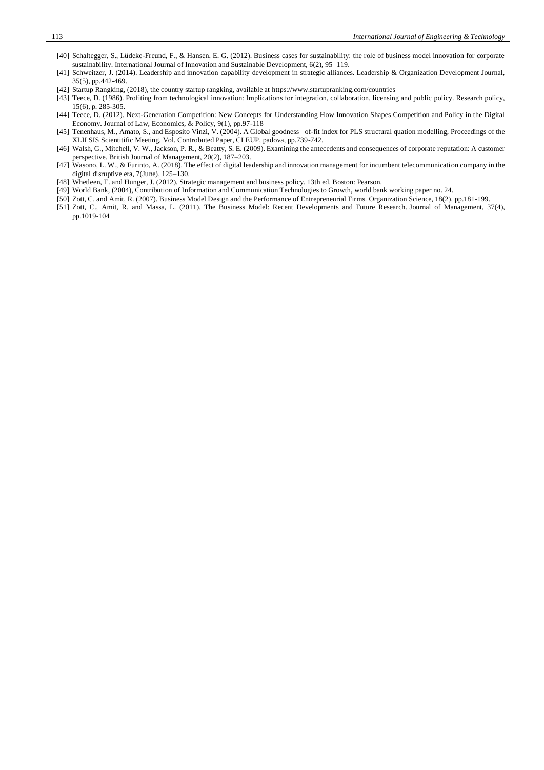[40] Schaltegger, S., Lüdeke-Freund, F., & Hansen, E. G. (2012). Business cases for sustainability: the role of business model innovation for corporate sustainability. International Journal of Innovation and Sustainable Development, 6(2), 95–119.

[41] Schweitzer, J. (2014). Leadership and innovation capability development in strategic alliances. Leadership & Organization Development Journal, 35(5), pp.442-469.

[42] Startup Rangking, (2018), the country startup rangking, available at https://www.startupranking.com/countries

[43] Teece, D. (1986). Profiting from technological innovation: Implications for integration, collaboration, licensing and public policy. Research policy, 15(6), p. 285-305.

[44] Teece, D. (2012). Next-Generation Competition: New Concepts for Understanding How Innovation Shapes Competition and Policy in the Digital Economy. Journal of Law, Economics, & Policy, 9(1), pp.97-118

[45] Tenenhaus, M., Amato, S., and Esposito Vinzi, V. (2004). A Global goodness –of-fit index for PLS structural quation modelling, Proceedings of the XLII SIS Scientitific Meeting, Vol. Controbuted Paper, CLEUP, padova, pp.739-742.

[46] Walsh, G., Mitchell, V. W., Jackson, P. R., & Beatty, S. E. (2009). Examining the antecedents and consequences of corporate reputation: A customer perspective. British Journal of Management, 20(2), 187–203.

[47] Wasono, L. W., & Furinto, A. (2018). The effect of digital leadership and innovation management for incumbent telecommunication company in the digital disruptive era, 7(June), 125–130.

[48] Whetleen, T. and Hunger, J. (2012). Strategic management and business policy. 13th ed. Boston: Pearson.

[49] World Bank, (2004), Contribution of Information and Communication Technologies to Growth, world bank working paper no. 24.

[50] Zott, C. and Amit, R. (2007). Business Model Design and the Performance of Entrepreneurial Firms. Organization Science, 18(2), pp.181-199.

[51] Zott, C., Amit, R. and Massa, L. (2011). The Business Model: Recent Developments and Future Research. Journal of Management, 37(4), pp.1019-104